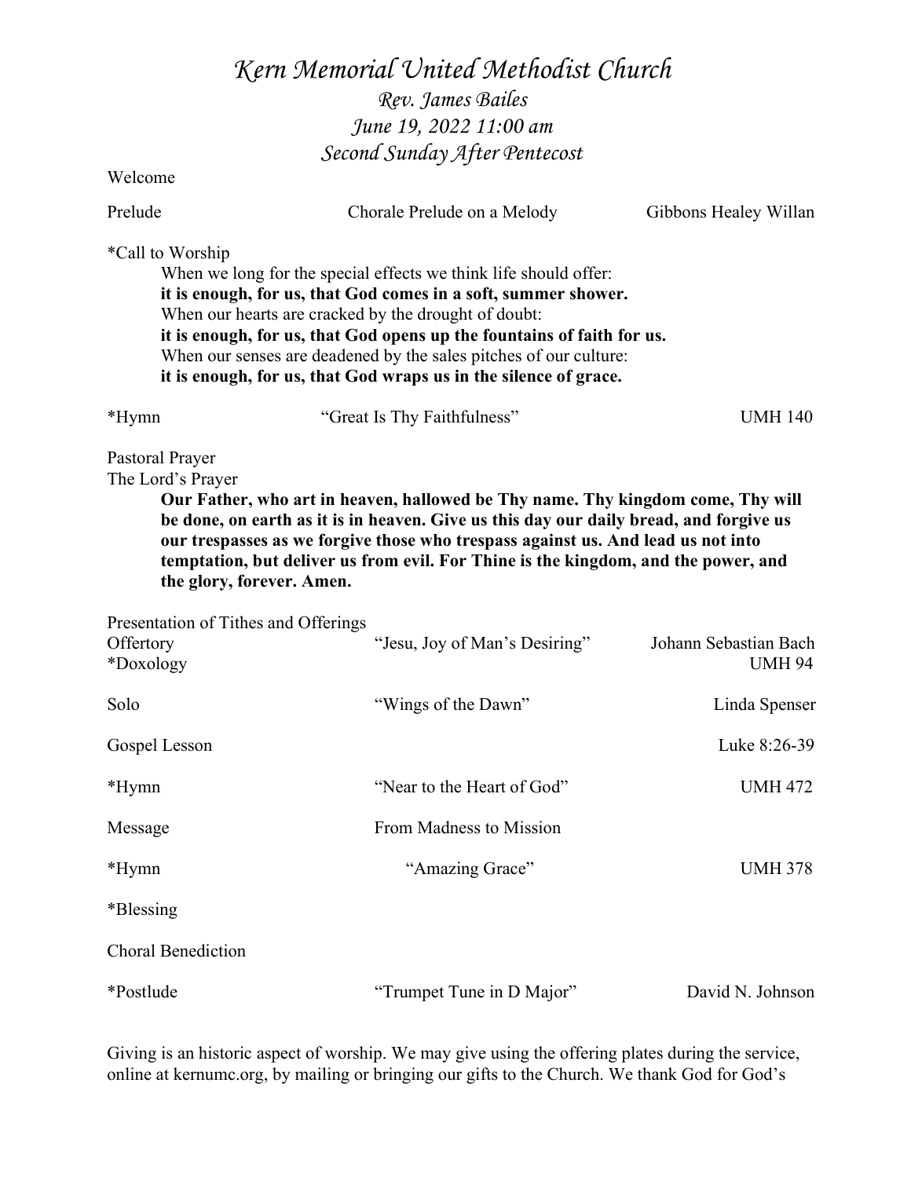# *Kern Memorial United Methodist Church*

## *Rev. James Bailes*
## *June 19, 2022 11:00 am*
## *Second Sunday After Pentecost*

Welcome

Prelude — Chorale Prelude on a Melody — Gibbons Healey Willan

*Call to Worship

> When we long for the special effects we think life should offer:
> **it is enough, for us, that God comes in a soft, summer shower.**
> When our hearts are cracked by the drought of doubt:
> **it is enough, for us, that God opens up the fountains of faith for us.**
> When our senses are deadened by the sales pitches of our culture:
> **it is enough, for us, that God wraps us in the silence of grace.**

*Hymn — "Great Is Thy Faithfulness" — UMH 140

Pastoral Prayer

The Lord's Prayer

> **Our Father, who art in heaven, hallowed be Thy name. Thy kingdom come, Thy will be done, on earth as it is in heaven. Give us this day our daily bread, and forgive us our trespasses as we forgive those who trespass against us. And lead us not into temptation, but deliver us from evil. For Thine is the kingdom, and the power, and the glory, forever. Amen.**

Presentation of Tithes and Offerings

Offertory — "Jesu, Joy of Man's Desiring" — Johann Sebastian Bach

*Doxology — UMH 94

Solo — "Wings of the Dawn" — Linda Spenser

Gospel Lesson — Luke 8:26-39

*Hymn — "Near to the Heart of God" — UMH 472

Message — From Madness to Mission

*Hymn — "Amazing Grace" — UMH 378

*Blessing

Choral Benediction

*Postlude — "Trumpet Tune in D Major" — David N. Johnson

Giving is an historic aspect of worship. We may give using the offering plates during the service, online at kernumc.org, by mailing or bringing our gifts to the Church. We thank God for God's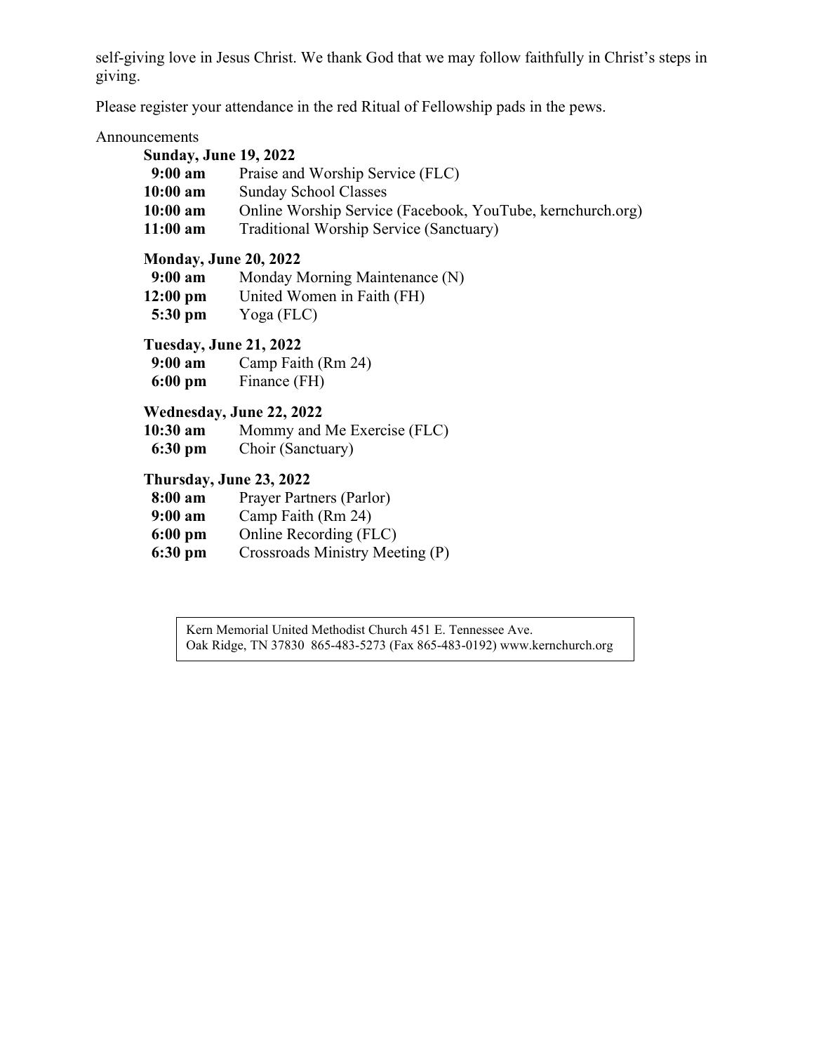self-giving love in Jesus Christ. We thank God that we may follow faithfully in Christ's steps in giving.

Please register your attendance in the red Ritual of Fellowship pads in the pews.

Announcements

**Sunday, June 19, 2022**

| | |
|---|---|
| **9:00 am** | Praise and Worship Service (FLC) |
| **10:00 am** | Sunday School Classes |
| **10:00 am** | Online Worship Service (Facebook, YouTube, kernchurch.org) |
| **11:00 am** | Traditional Worship Service (Sanctuary) |

**Monday, June 20, 2022**

| | |
|---|---|
| **9:00 am** | Monday Morning Maintenance (N) |
| **12:00 pm** | United Women in Faith (FH) |
| **5:30 pm** | Yoga (FLC) |

**Tuesday, June 21, 2022**

| | |
|---|---|
| **9:00 am** | Camp Faith (Rm 24) |
| **6:00 pm** | Finance (FH) |

**Wednesday, June 22, 2022**

| | |
|---|---|
| **10:30 am** | Mommy and Me Exercise (FLC) |
| **6:30 pm** | Choir (Sanctuary) |

**Thursday, June 23, 2022**

| | |
|---|---|
| **8:00 am** | Prayer Partners (Parlor) |
| **9:00 am** | Camp Faith (Rm 24) |
| **6:00 pm** | Online Recording (FLC) |
| **6:30 pm** | Crossroads Ministry Meeting (P) |

Kern Memorial United Methodist Church 451 E. Tennessee Ave.
Oak Ridge, TN 37830 865-483-5273 (Fax 865-483-0192) www.kernchurch.org